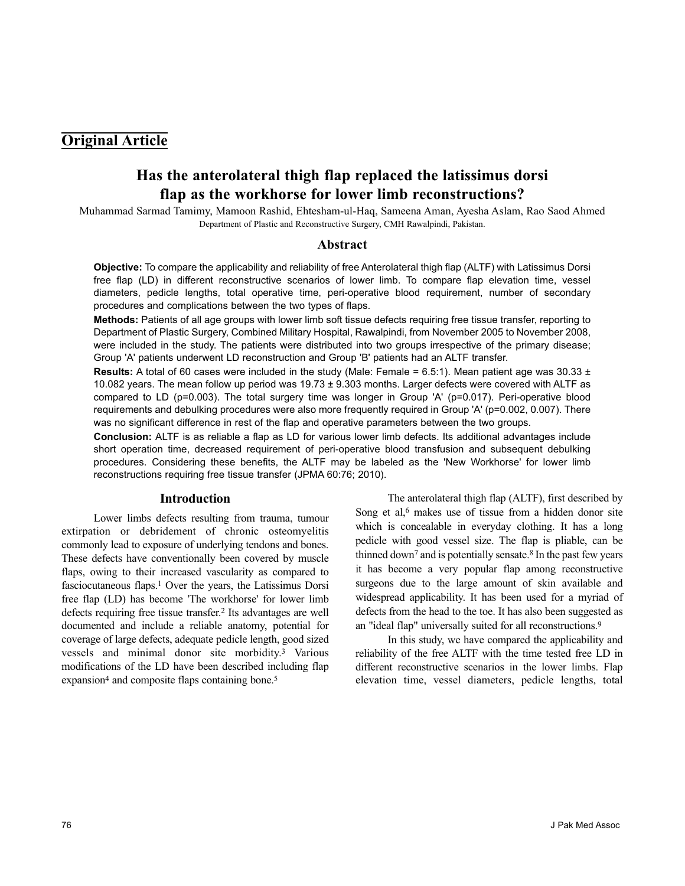## Original Article

# Has the anterolateral thigh flap replaced the latissimus dorsi flap as the workhorse for lower limb reconstructions?

Muhammad Sarmad Tamimy, Mamoon Rashid, Ehtesham-ul-Haq, Sameena Aman, Ayesha Aslam, Rao Saod Ahmed

Department of Plastic and Reconstructive Surgery, CMH Rawalpindi, Pakistan.

## Abstract

**Objective:** To compare the applicability and reliability of free Anterolateral thigh flap (ALTF) with Latissimus Dorsi free flap (LD) in different reconstructive scenarios of lower limb. To compare flap elevation time, vessel diameters, pedicle lengths, total operative time, peri-operative blood requirement, number of secondary procedures and complications between the two types of flaps.

**Methods:** Patients of all age groups with lower limb soft tissue defects requiring free tissue transfer, reporting to Department of Plastic Surgery, Combined Military Hospital, Rawalpindi, from November 2005 to November 2008, were included in the study. The patients were distributed into two groups irrespective of the primary disease; Group 'A' patients underwent LD reconstruction and Group 'B' patients had an ALTF transfer.

**Results:** A total of 60 cases were included in the study (Male: Female = 6.5:1). Mean patient age was 30.33 ± 10.082 years. The mean follow up period was 19.73 ± 9.303 months. Larger defects were covered with ALTF as compared to LD (p=0.003). The total surgery time was longer in Group 'A' (p=0.017). Peri-operative blood requirements and debulking procedures were also more frequently required in Group 'A' (p=0.002, 0.007). There was no significant difference in rest of the flap and operative parameters between the two groups.

**Conclusion:** ALTF is as reliable a flap as LD for various lower limb defects. Its additional advantages include short operation time, decreased requirement of peri-operative blood transfusion and subsequent debulking procedures. Considering these benefits, the ALTF may be labeled as the 'New Workhorse' for lower limb reconstructions requiring free tissue transfer (JPMA 60:76; 2010).

## Introduction

Lower limbs defects resulting from trauma, tumour extirpation or debridement of chronic osteomyelitis commonly lead to exposure of underlying tendons and bones. These defects have conventionally been covered by muscle flaps, owing to their increased vascularity as compared to fasciocutaneous flaps.[1] Over the years, the Latissimus Dorsi free flap (LD) has become 'The workhorse' for lower limb defects requiring free tissue transfer.[2] Its advantages are well documented and include a reliable anatomy, potential for coverage of large defects, adequate pedicle length, good sized vessels and minimal donor site morbidity.[3] Various modifications of the LD have been described including flap expansion[4] and composite flaps containing bone.[5]

The anterolateral thigh flap (ALTF), first described by Song et al,[6] makes use of tissue from a hidden donor site which is concealable in everyday clothing. It has a long pedicle with good vessel size. The flap is pliable, can be thinned down[7] and is potentially sensate.[8] In the past few years it has become a very popular flap among reconstructive surgeons due to the large amount of skin available and widespread applicability. It has been used for a myriad of defects from the head to the toe. It has also been suggested as an "ideal flap" universally suited for all reconstructions.[9]

In this study, we have compared the applicability and reliability of the free ALTF with the time tested free LD in different reconstructive scenarios in the lower limbs. Flap elevation time, vessel diameters, pedicle lengths, total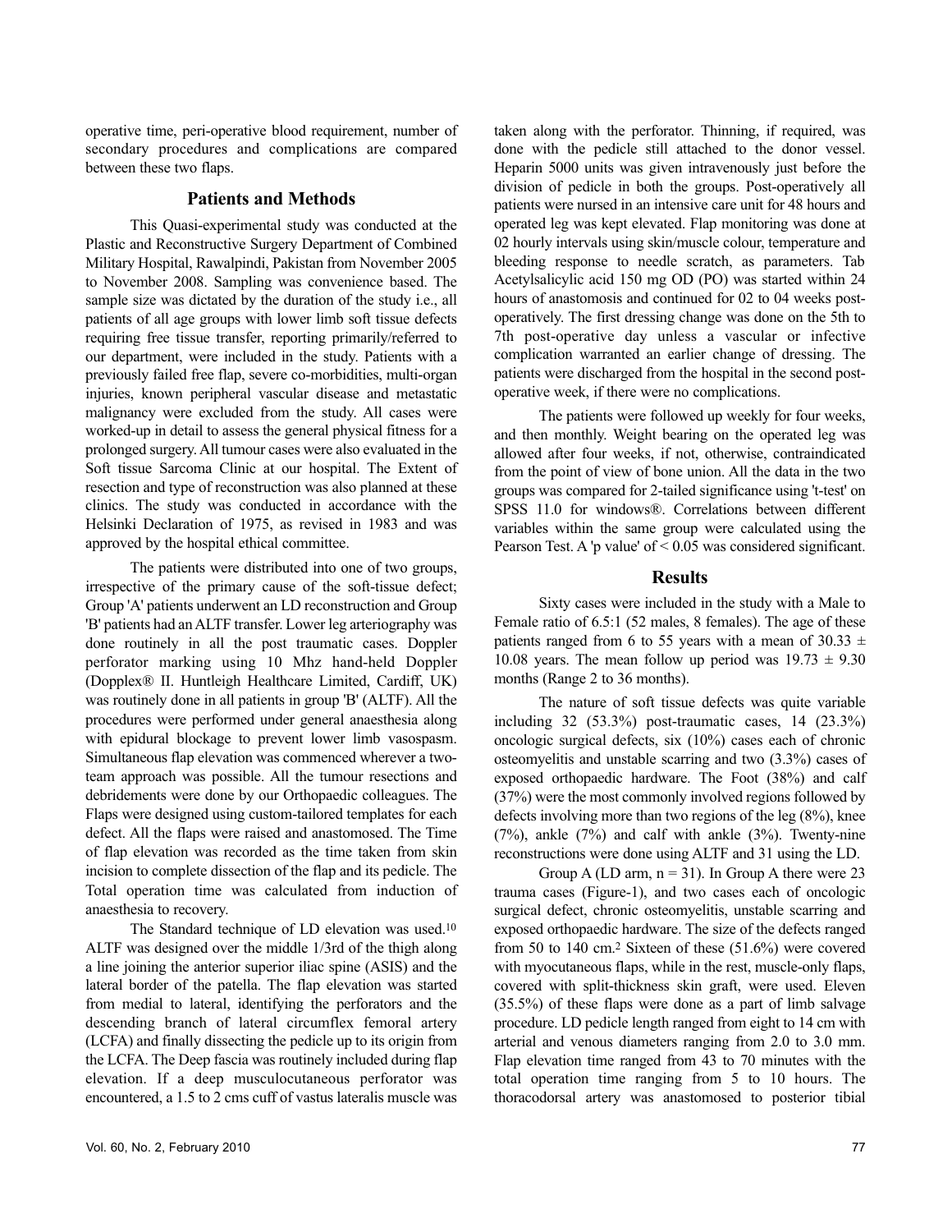operative time, peri-operative blood requirement, number of secondary procedures and complications are compared between these two flaps.

## Patients and Methods

This Quasi-experimental study was conducted at the Plastic and Reconstructive Surgery Department of Combined Military Hospital, Rawalpindi, Pakistan from November 2005 to November 2008. Sampling was convenience based. The sample size was dictated by the duration of the study i.e., all patients of all age groups with lower limb soft tissue defects requiring free tissue transfer, reporting primarily/referred to our department, were included in the study. Patients with a previously failed free flap, severe co-morbidities, multi-organ injuries, known peripheral vascular disease and metastatic malignancy were excluded from the study. All cases were worked-up in detail to assess the general physical fitness for a prolonged surgery. All tumour cases were also evaluated in the Soft tissue Sarcoma Clinic at our hospital. The Extent of resection and type of reconstruction was also planned at these clinics. The study was conducted in accordance with the Helsinki Declaration of 1975, as revised in 1983 and was approved by the hospital ethical committee.

The patients were distributed into one of two groups, irrespective of the primary cause of the soft-tissue defect; Group 'A' patients underwent an LD reconstruction and Group 'B' patients had an ALTF transfer. Lower leg arteriography was done routinely in all the post traumatic cases. Doppler perforator marking using 10 Mhz hand-held Doppler (Dopplex® II. Huntleigh Healthcare Limited, Cardiff, UK) was routinely done in all patients in group 'B' (ALTF). All the procedures were performed under general anaesthesia along with epidural blockage to prevent lower limb vasospasm. Simultaneous flap elevation was commenced wherever a two-team approach was possible. All the tumour resections and debridements were done by our Orthopaedic colleagues. The Flaps were designed using custom-tailored templates for each defect. All the flaps were raised and anastomosed. The Time of flap elevation was recorded as the time taken from skin incision to complete dissection of the flap and its pedicle. The Total operation time was calculated from induction of anaesthesia to recovery.

The Standard technique of LD elevation was used.[10] ALTF was designed over the middle 1/3rd of the thigh along a line joining the anterior superior iliac spine (ASIS) and the lateral border of the patella. The flap elevation was started from medial to lateral, identifying the perforators and the descending branch of lateral circumflex femoral artery (LCFA) and finally dissecting the pedicle up to its origin from the LCFA. The Deep fascia was routinely included during flap elevation. If a deep musculocutaneous perforator was encountered, a 1.5 to 2 cms cuff of vastus lateralis muscle was taken along with the perforator. Thinning, if required, was done with the pedicle still attached to the donor vessel. Heparin 5000 units was given intravenously just before the division of pedicle in both the groups. Post-operatively all patients were nursed in an intensive care unit for 48 hours and operated leg was kept elevated. Flap monitoring was done at 02 hourly intervals using skin/muscle colour, temperature and bleeding response to needle scratch, as parameters. Tab Acetylsalicylic acid 150 mg OD (PO) was started within 24 hours of anastomosis and continued for 02 to 04 weeks post-operatively. The first dressing change was done on the 5th to 7th post-operative day unless a vascular or infective complication warranted an earlier change of dressing. The patients were discharged from the hospital in the second post-operative week, if there were no complications.

The patients were followed up weekly for four weeks, and then monthly. Weight bearing on the operated leg was allowed after four weeks, if not, otherwise, contraindicated from the point of view of bone union. All the data in the two groups was compared for 2-tailed significance using 't-test' on SPSS 11.0 for windows®. Correlations between different variables within the same group were calculated using the Pearson Test. A 'p value' of $< 0.05$ was considered significant.

## Results

Sixty cases were included in the study with a Male to Female ratio of 6.5:1 (52 males, 8 females). The age of these patients ranged from 6 to 55 years with a mean of $30.33 \pm 10.08$ years. The mean follow up period was $19.73 \pm 9.30$ months (Range 2 to 36 months).

The nature of soft tissue defects was quite variable including 32 (53.3%) post-traumatic cases, 14 (23.3%) oncologic surgical defects, six (10%) cases each of chronic osteomyelitis and unstable scarring and two (3.3%) cases of exposed orthopaedic hardware. The Foot (38%) and calf (37%) were the most commonly involved regions followed by defects involving more than two regions of the leg (8%), knee (7%), ankle (7%) and calf with ankle (3%). Twenty-nine reconstructions were done using ALTF and 31 using the LD.

Group A (LD arm, n = 31). In Group A there were 23 trauma cases (Figure-1), and two cases each of oncologic surgical defect, chronic osteomyelitis, unstable scarring and exposed orthopaedic hardware. The size of the defects ranged from 50 to 140 cm.[2] Sixteen of these (51.6%) were covered with myocutaneous flaps, while in the rest, muscle-only flaps, covered with split-thickness skin graft, were used. Eleven (35.5%) of these flaps were done as a part of limb salvage procedure. LD pedicle length ranged from eight to 14 cm with arterial and venous diameters ranging from 2.0 to 3.0 mm. Flap elevation time ranged from 43 to 70 minutes with the total operation time ranging from 5 to 10 hours. The thoracodorsal artery was anastomosed to posterior tibial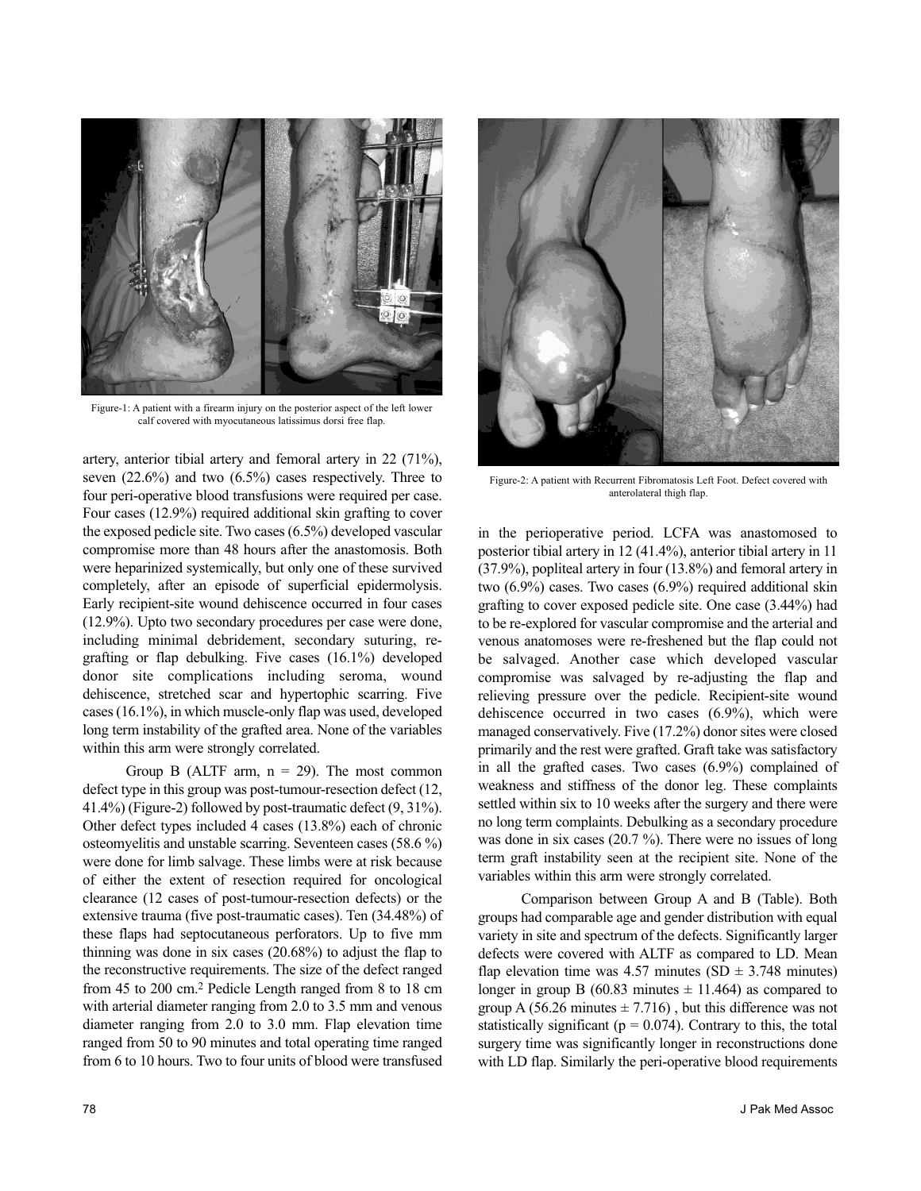Figure-1: A patient with a firearm injury on the posterior aspect of the left lower calf covered with myocutaneous latissimus dorsi free flap.

artery, anterior tibial artery and femoral artery in 22 (71%), seven (22.6%) and two (6.5%) cases respectively. Three to four peri-operative blood transfusions were required per case. Four cases (12.9%) required additional skin grafting to cover the exposed pedicle site. Two cases (6.5%) developed vascular compromise more than 48 hours after the anastomosis. Both were heparinized systemically, but only one of these survived completely, after an episode of superficial epidermolysis. Early recipient-site wound dehiscence occurred in four cases (12.9%). Upto two secondary procedures per case were done, including minimal debridement, secondary suturing, re-grafting or flap debulking. Five cases (16.1%) developed donor site complications including seroma, wound dehiscence, stretched scar and hypertophic scarring. Five cases (16.1%), in which muscle-only flap was used, developed long term instability of the grafted area. None of the variables within this arm were strongly correlated.

Group B (ALTF arm, n = 29). The most common defect type in this group was post-tumour-resection defect (12, 41.4%) (Figure-2) followed by post-traumatic defect (9, 31%). Other defect types included 4 cases (13.8%) each of chronic osteomyelitis and unstable scarring. Seventeen cases (58.6 %) were done for limb salvage. These limbs were at risk because of either the extent of resection required for oncological clearance (12 cases of post-tumour-resection defects) or the extensive trauma (five post-traumatic cases). Ten (34.48%) of these flaps had septocutaneous perforators. Up to five mm thinning was done in six cases (20.68%) to adjust the flap to the reconstructive requirements. The size of the defect ranged from 45 to 200 cm.[2] Pedicle Length ranged from 8 to 18 cm with arterial diameter ranging from 2.0 to 3.5 mm and venous diameter ranging from 2.0 to 3.0 mm. Flap elevation time ranged from 50 to 90 minutes and total operating time ranged from 6 to 10 hours. Two to four units of blood were transfused in the perioperative period. LCFA was anastomosed to posterior tibial artery in 12 (41.4%), anterior tibial artery in 11 (37.9%), popliteal artery in four (13.8%) and femoral artery in two (6.9%) cases. Two cases (6.9%) required additional skin grafting to cover exposed pedicle site. One case (3.44%) had to be re-explored for vascular compromise and the arterial and venous anatomoses were re-freshened but the flap could not be salvaged. Another case which developed vascular compromise was salvaged by re-adjusting the flap and relieving pressure over the pedicle. Recipient-site wound dehiscence occurred in two cases (6.9%), which were managed conservatively. Five (17.2%) donor sites were closed primarily and the rest were grafted. Graft take was satisfactory in all the grafted cases. Two cases (6.9%) complained of weakness and stiffness of the donor leg. These complaints settled within six to 10 weeks after the surgery and there were no long term complaints. Debulking as a secondary procedure was done in six cases (20.7 %). There were no issues of long term graft instability seen at the recipient site. None of the variables within this arm were strongly correlated.

Figure-2: A patient with Recurrent Fibromatosis Left Foot. Defect covered with anterolateral thigh flap.

Comparison between Group A and B (Table). Both groups had comparable age and gender distribution with equal variety in site and spectrum of the defects. Significantly larger defects were covered with ALTF as compared to LD. Mean flap elevation time was 4.57 minutes (SD $\pm$ 3.748 minutes) longer in group B (60.83 minutes $\pm$ 11.464) as compared to group A (56.26 minutes $\pm$ 7.716) , but this difference was not statistically significant ($p = 0.074$). Contrary to this, the total surgery time was significantly longer in reconstructions done with LD flap. Similarly the peri-operative blood requirements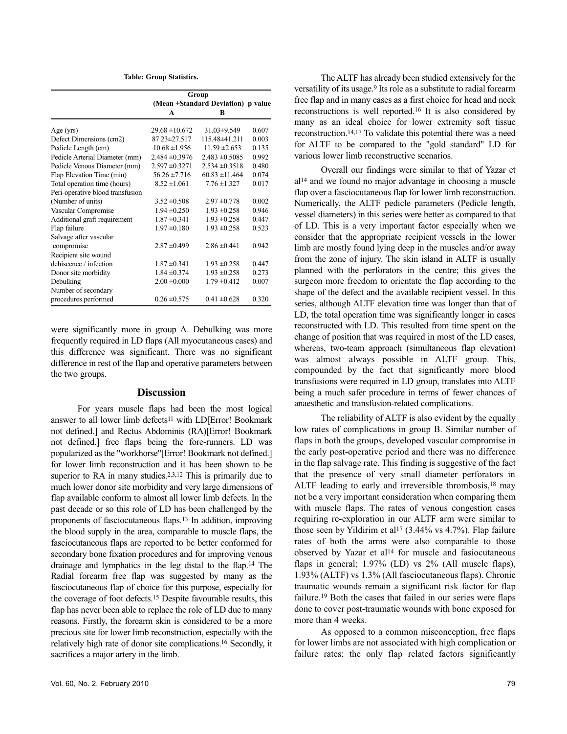**Table: Group Statistics.**

| | Group (Mean ±Standard Deviation) | | p value |
|---|---|---|---|
| | A | B | |
| Age (yrs) | 29.68 ±10.672 | 31.03±9.549 | 0.607 |
| Defect Dimensions (cm2) | 87.23±27.517 | 115.48±41.211 | 0.003 |
| Pedicle Length (cm) | 10.68 ±1.956 | 11.59 ±2.653 | 0.135 |
| Pedicle Arterial Diameter (mm) | 2.484 ±0.3976 | 2.483 ±0.5085 | 0.992 |
| Pedicle Venous Diameter (mm) | 2.597 ±0.3271 | 2.534 ±0.3518 | 0.480 |
| Flap Elevation Time (min) | 56.26 ±7.716 | 60.83 ±11.464 | 0.074 |
| Total operation time (hours) | 8.52 ±1.061 | 7.76 ±1.327 | 0.017 |
| Peri-operative blood transfusion (Number of units) | 3.52 ±0.508 | 2.97 ±0.778 | 0.002 |
| Vascular Compromise | 1.94 ±0.250 | 1.93 ±0.258 | 0.946 |
| Additional graft requirement | 1.87 ±0.341 | 1.93 ±0.258 | 0.447 |
| Flap failure | 1.97 ±0.180 | 1.93 ±0.258 | 0.523 |
| Salvage after vascular compromise | 2.87 ±0.499 | 2.86 ±0.441 | 0.942 |
| Recipient site wound dehiscence / infection | 1.87 ±0.341 | 1.93 ±0.258 | 0.447 |
| Donor site morbidity | 1.84 ±0.374 | 1.93 ±0.258 | 0.273 |
| Debulking | 2.00 ±0.000 | 1.79 ±0.412 | 0.007 |
| Number of secondary procedures performed | 0.26 ±0.575 | 0.41 ±0.628 | 0.320 |

were significantly more in group A. Debulking was more frequently required in LD flaps (All myocutaneous cases) and this difference was significant. There was no significant difference in rest of the flap and operative parameters between the two groups.

## Discussion

For years muscle flaps had been the most logical answer to all lower limb defects[11] with LD[Error! Bookmark not defined.] and Rectus Abdominis (RA)[Error! Bookmark not defined.] free flaps being the fore-runners. LD was popularized as the "workhorse"[Error! Bookmark not defined.] for lower limb reconstruction and it has been shown to be superior to RA in many studies.[2,3,12] This is primarily due to much lower donor site morbidity and very large dimensions of flap available conform to almost all lower limb defects. In the past decade or so this role of LD has been challenged by the proponents of fasciocutaneous flaps.[13] In addition, improving the blood supply in the area, comparable to muscle flaps, the fasciocutaneous flaps are reported to be better conformed for secondary bone fixation procedures and for improving venous drainage and lymphatics in the leg distal to the flap.[14] The Radial forearm free flap was suggested by many as the fasciocutaneous flap of choice for this purpose, especially for the coverage of foot defects.[15] Despite favourable results, this flap has never been able to replace the role of LD due to many reasons. Firstly, the forearm skin is considered to be a more precious site for lower limb reconstruction, especially with the relatively high rate of donor site complications.[16] Secondly, it sacrifices a major artery in the limb.

The ALTF has already been studied extensively for the versatility of its usage.[9] Its role as a substitute to radial forearm free flap and in many cases as a first choice for head and neck reconstructions is well reported.[16] It is also considered by many as an ideal choice for lower extremity soft tissue reconstruction.[14,17] To validate this potential there was a need for ALTF to be compared to the "gold standard" LD for various lower limb reconstructive scenarios.

Overall our findings were similar to that of Yazar et al[14] and we found no major advantage in choosing a muscle flap over a fasciocutaneous flap for lower limb reconstruction. Numerically, the ALTF pedicle parameters (Pedicle length, vessel diameters) in this series were better as compared to that of LD. This is a very important factor especially when we consider that the appropriate recipient vessels in the lower limb are mostly found lying deep in the muscles and/or away from the zone of injury. The skin island in ALTF is usually planned with the perforators in the centre; this gives the surgeon more freedom to orientate the flap according to the shape of the defect and the available recipient vessel. In this series, although ALTF elevation time was longer than that of LD, the total operation time was significantly longer in cases reconstructed with LD. This resulted from time spent on the change of position that was required in most of the LD cases, whereas, two-team approach (simultaneous flap elevation) was almost always possible in ALTF group. This, compounded by the fact that significantly more blood transfusions were required in LD group, translates into ALTF being a much safer procedure in terms of fewer chances of anaesthetic and transfusion-related complications.

The reliability of ALTF is also evident by the equally low rates of complications in group B. Similar number of flaps in both the groups, developed vascular compromise in the early post-operative period and there was no difference in the flap salvage rate. This finding is suggestive of the fact that the presence of very small diameter perforators in ALTF leading to early and irreversible thrombosis,[18] may not be a very important consideration when comparing them with muscle flaps. The rates of venous congestion cases requiring re-exploration in our ALTF arm were similar to those seen by Yildirim et al[17] (3.44% vs 4.7%). Flap failure rates of both the arms were also comparable to those observed by Yazar et al[14] for muscle and fasiocutaneous flaps in general; 1.97% (LD) vs 2% (All muscle flaps), 1.93% (ALTF) vs 1.3% (All fasciocutaneous flaps). Chronic traumatic wounds remain a significant risk factor for flap failure.[19] Both the cases that failed in our series were flaps done to cover post-traumatic wounds with bone exposed for more than 4 weeks.

As opposed to a common misconception, free flaps for lower limbs are not associated with high complication or failure rates; the only flap related factors significantly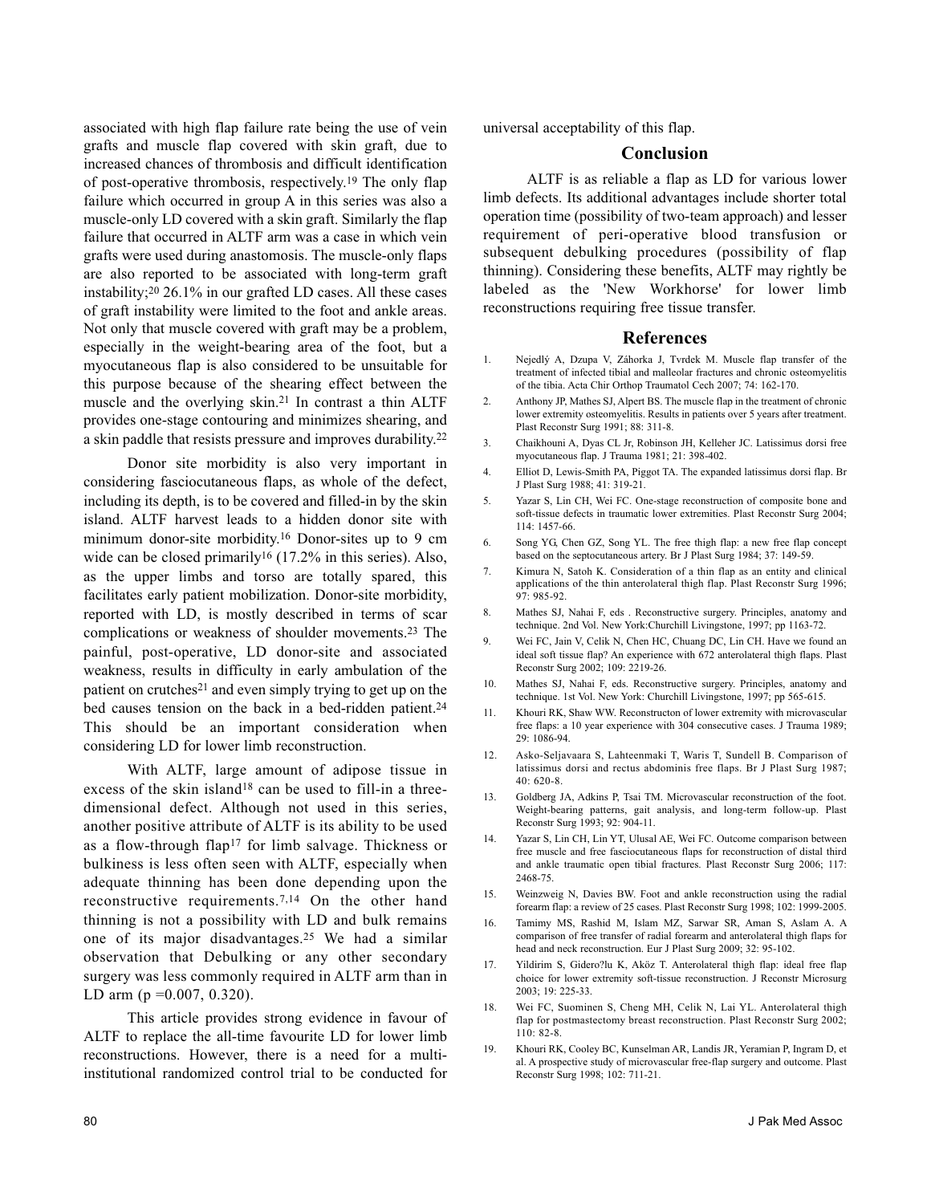associated with high flap failure rate being the use of vein grafts and muscle flap covered with skin graft, due to increased chances of thrombosis and difficult identification of post-operative thrombosis, respectively.[19] The only flap failure which occurred in group A in this series was also a muscle-only LD covered with a skin graft. Similarly the flap failure that occurred in ALTF arm was a case in which vein grafts were used during anastomosis. The muscle-only flaps are also reported to be associated with long-term graft instability;[20] 26.1% in our grafted LD cases. All these cases of graft instability were limited to the foot and ankle areas. Not only that muscle covered with graft may be a problem, especially in the weight-bearing area of the foot, but a myocutaneous flap is also considered to be unsuitable for this purpose because of the shearing effect between the muscle and the overlying skin.[21] In contrast a thin ALTF provides one-stage contouring and minimizes shearing, and a skin paddle that resists pressure and improves durability.[22]

Donor site morbidity is also very important in considering fasciocutaneous flaps, as whole of the defect, including its depth, is to be covered and filled-in by the skin island. ALTF harvest leads to a hidden donor site with minimum donor-site morbidity.[16] Donor-sites up to 9 cm wide can be closed primarily[16] (17.2% in this series). Also, as the upper limbs and torso are totally spared, this facilitates early patient mobilization. Donor-site morbidity, reported with LD, is mostly described in terms of scar complications or weakness of shoulder movements.[23] The painful, post-operative, LD donor-site and associated weakness, results in difficulty in early ambulation of the patient on crutches[21] and even simply trying to get up on the bed causes tension on the back in a bed-ridden patient.[24] This should be an important consideration when considering LD for lower limb reconstruction.

With ALTF, large amount of adipose tissue in excess of the skin island[18] can be used to fill-in a three-dimensional defect. Although not used in this series, another positive attribute of ALTF is its ability to be used as a flow-through flap[17] for limb salvage. Thickness or bulkiness is less often seen with ALTF, especially when adequate thinning has been done depending upon the reconstructive requirements.[7,14] On the other hand thinning is not a possibility with LD and bulk remains one of its major disadvantages.[25] We had a similar observation that Debulking or any other secondary surgery was less commonly required in ALTF arm than in LD arm (p =0.007, 0.320).

This article provides strong evidence in favour of ALTF to replace the all-time favourite LD for lower limb reconstructions. However, there is a need for a multi-institutional randomized control trial to be conducted for universal acceptability of this flap.

## Conclusion

ALTF is as reliable a flap as LD for various lower limb defects. Its additional advantages include shorter total operation time (possibility of two-team approach) and lesser requirement of peri-operative blood transfusion or subsequent debulking procedures (possibility of flap thinning). Considering these benefits, ALTF may rightly be labeled as the 'New Workhorse' for lower limb reconstructions requiring free tissue transfer.

## References

1. Nejedlý A, Dzupa V, Záhorka J, Tvrdek M. Muscle flap transfer of the treatment of infected tibial and malleolar fractures and chronic osteomyelitis of the tibia. Acta Chir Orthop Traumatol Cech 2007; 74: 162-170.
2. Anthony JP, Mathes SJ, Alpert BS. The muscle flap in the treatment of chronic lower extremity osteomyelitis. Results in patients over 5 years after treatment. Plast Reconstr Surg 1991; 88: 311-8.
3. Chaikhouni A, Dyas CL Jr, Robinson JH, Kelleher JC. Latissimus dorsi free myocutaneous flap. J Trauma 1981; 21: 398-402.
4. Elliot D, Lewis-Smith PA, Piggot TA. The expanded latissimus dorsi flap. Br J Plast Surg 1988; 41: 319-21.
5. Yazar S, Lin CH, Wei FC. One-stage reconstruction of composite bone and soft-tissue defects in traumatic lower extremities. Plast Reconstr Surg 2004; 114: 1457-66.
6. Song YG, Chen GZ, Song YL. The free thigh flap: a new free flap concept based on the septocutaneous artery. Br J Plast Surg 1984; 37: 149-59.
7. Kimura N, Satoh K. Consideration of a thin flap as an entity and clinical applications of the thin anterolateral thigh flap. Plast Reconstr Surg 1996; 97: 985-92.
8. Mathes SJ, Nahai F, eds . Reconstructive surgery. Principles, anatomy and technique. 2nd Vol. New York:Churchill Livingstone, 1997; pp 1163-72.
9. Wei FC, Jain V, Celik N, Chen HC, Chuang DC, Lin CH. Have we found an ideal soft tissue flap? An experience with 672 anterolateral thigh flaps. Plast Reconstr Surg 2002; 109: 2219-26.
10. Mathes SJ, Nahai F, eds. Reconstructive surgery. Principles, anatomy and technique. 1st Vol. New York: Churchill Livingstone, 1997; pp 565-615.
11. Khouri RK, Shaw WW. Reconstructon of lower extremity with microvascular free flaps: a 10 year experience with 304 consecutive cases. J Trauma 1989; 29: 1086-94.
12. Asko-Seljavaara S, Lahteenmaki T, Waris T, Sundell B. Comparison of latissimus dorsi and rectus abdominis free flaps. Br J Plast Surg 1987; 40: 620-8.
13. Goldberg JA, Adkins P, Tsai TM. Microvascular reconstruction of the foot. Weight-bearing patterns, gait analysis, and long-term follow-up. Plast Reconstr Surg 1993; 92: 904-11.
14. Yazar S, Lin CH, Lin YT, Ulusal AE, Wei FC. Outcome comparison between free muscle and free fasciocutaneous flaps for reconstruction of distal third and ankle traumatic open tibial fractures. Plast Reconstr Surg 2006; 117: 2468-75.
15. Weinzweig N, Davies BW. Foot and ankle reconstruction using the radial forearm flap: a review of 25 cases. Plast Reconstr Surg 1998; 102: 1999-2005.
16. Tamimy MS, Rashid M, Islam MZ, Sarwar SR, Aman S, Aslam A. A comparison of free transfer of radial forearm and anterolateral thigh flaps for head and neck reconstruction. Eur J Plast Surg 2009; 32: 95-102.
17. Yildirim S, Gidero?lu K, Aköz T. Anterolateral thigh flap: ideal free flap choice for lower extremity soft-tissue reconstruction. J Reconstr Microsurg 2003; 19: 225-33.
18. Wei FC, Suominen S, Cheng MH, Celik N, Lai YL. Anterolateral thigh flap for postmastectomy breast reconstruction. Plast Reconstr Surg 2002; 110: 82-8.
19. Khouri RK, Cooley BC, Kunselman AR, Landis JR, Yeramian P, Ingram D, et al. A prospective study of microvascular free-flap surgery and outcome. Plast Reconstr Surg 1998; 102: 711-21.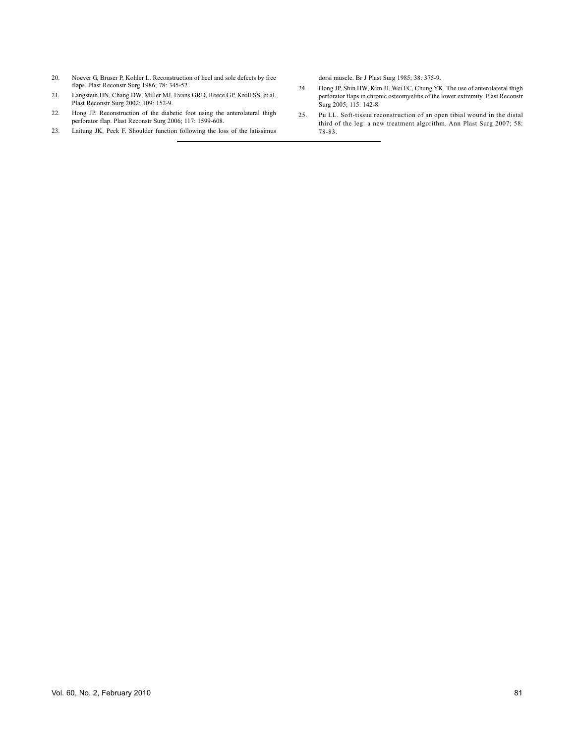20. Noever G, Bruser P, Kohler L. Reconstruction of heel and sole defects by free flaps. Plast Reconstr Surg 1986; 78: 345-52.
21. Langstein HN, Chang DW, Miller MJ, Evans GRD, Reece GP, Kroll SS, et al. Plast Reconstr Surg 2002; 109: 152-9.
22. Hong JP. Reconstruction of the diabetic foot using the anterolateral thigh perforator flap. Plast Reconstr Surg 2006; 117: 1599-608.
23. Laitung JK, Peck F. Shoulder function following the loss of the latissimus dorsi muscle. Br J Plast Surg 1985; 38: 375-9.
24. Hong JP, Shin HW, Kim JJ, Wei FC, Chung YK. The use of anterolateral thigh perforator flaps in chronic osteomyelitis of the lower extremity. Plast Reconstr Surg 2005; 115: 142-8.
25. Pu LL. Soft-tissue reconstruction of an open tibial wound in the distal third of the leg: a new treatment algorithm. Ann Plast Surg 2007; 58: 78-83.